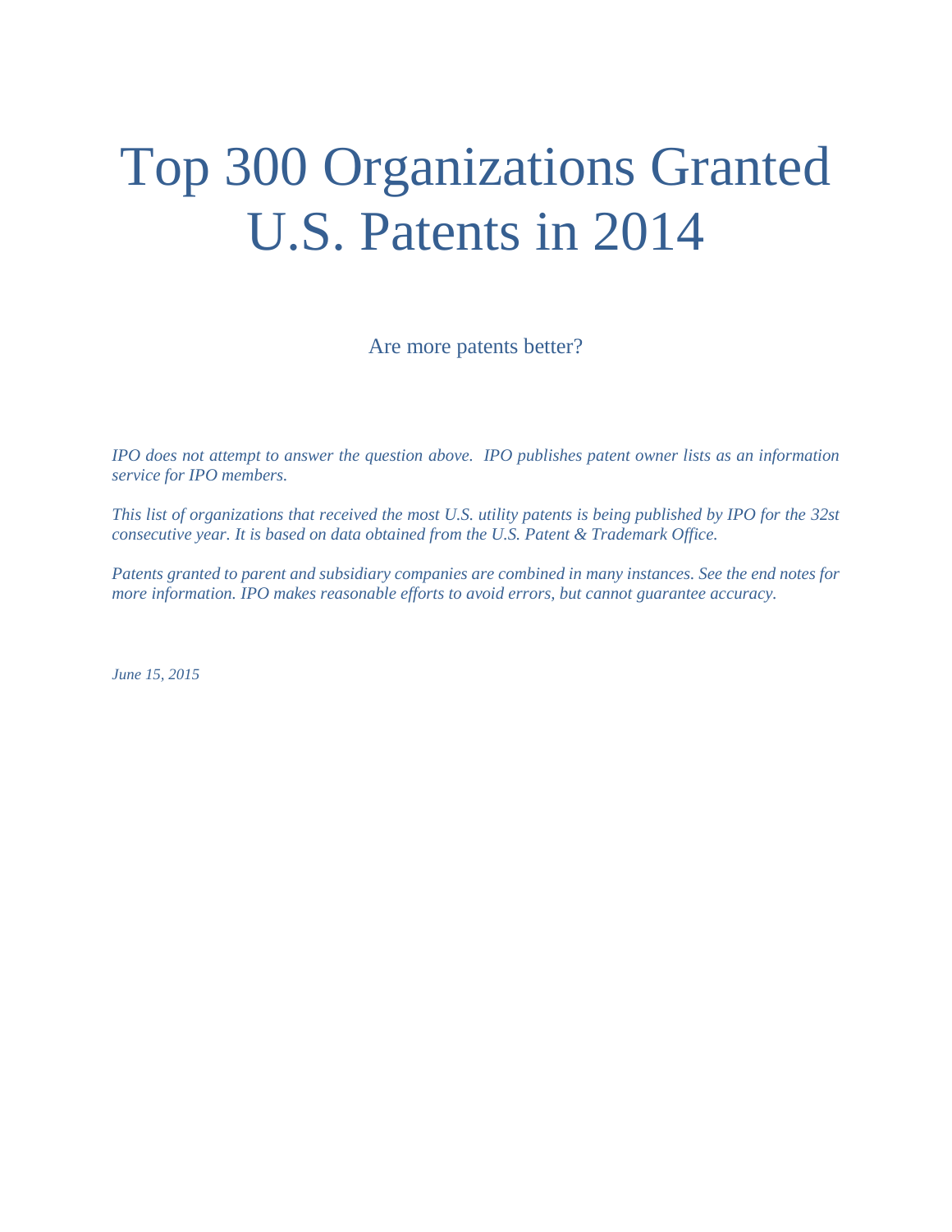# Top 300 Organizations Granted U.S. Patents in 2014

Are more patents better?

*IPO does not attempt to answer the question above. IPO publishes patent owner lists as an information service for IPO members.*

*This list of organizations that received the most U.S. utility patents is being published by IPO for the 32st consecutive year. It is based on data obtained from the U.S. Patent & Trademark Office.*

*Patents granted to parent and subsidiary companies are combined in many instances. See the end notes for more information. IPO makes reasonable efforts to avoid errors, but cannot guarantee accuracy.*

*June 15, 2015*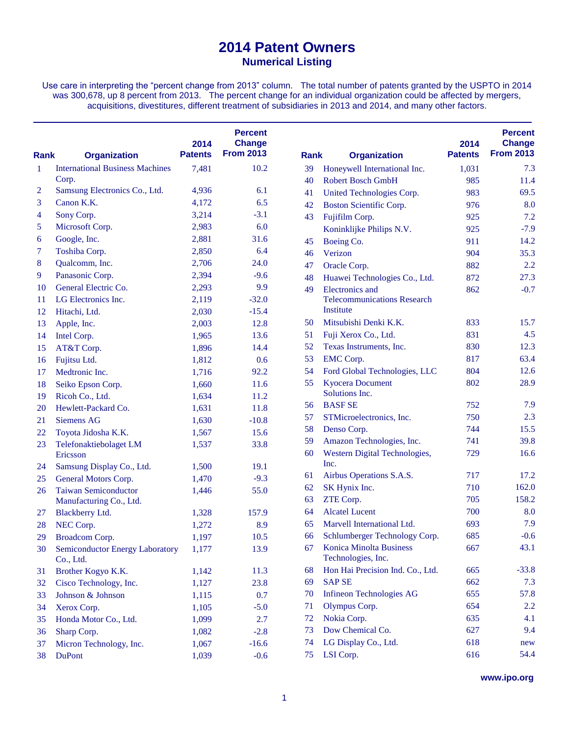# 2014 Patent Owners

## Numerical Listing

Use care in interpreting the "percent change from 2013" column. The total number of patents granted by the USPTO in 2014 was 300,678, up 8 percent from 2013. The percent change for an individual organization could be affected by mergers, acquisitions, divestitures, different treatment of subsidiaries in 2013 and 2014, and many other factors.

| Rank | Organization | 2014 Patents | Percent Change From 2013 |
|---|---|---|---|
| 1 | International Business Machines Corp. | 7,481 | 10.2 |
| 2 | Samsung Electronics Co., Ltd. | 4,936 | 6.1 |
| 3 | Canon K.K. | 4,172 | 6.5 |
| 4 | Sony Corp. | 3,214 | -3.1 |
| 5 | Microsoft Corp. | 2,983 | 6.0 |
| 6 | Google, Inc. | 2,881 | 31.6 |
| 7 | Toshiba Corp. | 2,850 | 6.4 |
| 8 | Qualcomm, Inc. | 2,706 | 24.0 |
| 9 | Panasonic Corp. | 2,394 | -9.6 |
| 10 | General Electric Co. | 2,293 | 9.9 |
| 11 | LG Electronics Inc. | 2,119 | -32.0 |
| 12 | Hitachi, Ltd. | 2,030 | -15.4 |
| 13 | Apple, Inc. | 2,003 | 12.8 |
| 14 | Intel Corp. | 1,965 | 13.6 |
| 15 | AT&T Corp. | 1,896 | 14.4 |
| 16 | Fujitsu Ltd. | 1,812 | 0.6 |
| 17 | Medtronic Inc. | 1,716 | 92.2 |
| 18 | Seiko Epson Corp. | 1,660 | 11.6 |
| 19 | Ricoh Co., Ltd. | 1,634 | 11.2 |
| 20 | Hewlett-Packard Co. | 1,631 | 11.8 |
| 21 | Siemens AG | 1,630 | -10.8 |
| 22 | Toyota Jidosha K.K. | 1,567 | 15.6 |
| 23 | Telefonaktiebolaget LM Ericsson | 1,537 | 33.8 |
| 24 | Samsung Display Co., Ltd. | 1,500 | 19.1 |
| 25 | General Motors Corp. | 1,470 | -9.3 |
| 26 | Taiwan Semiconductor Manufacturing Co., Ltd. | 1,446 | 55.0 |
| 27 | Blackberry Ltd. | 1,328 | 157.9 |
| 28 | NEC Corp. | 1,272 | 8.9 |
| 29 | Broadcom Corp. | 1,197 | 10.5 |
| 30 | Semiconductor Energy Laboratory Co., Ltd. | 1,177 | 13.9 |
| 31 | Brother Kogyo K.K. | 1,142 | 11.3 |
| 32 | Cisco Technology, Inc. | 1,127 | 23.8 |
| 33 | Johnson & Johnson | 1,115 | 0.7 |
| 34 | Xerox Corp. | 1,105 | -5.0 |
| 35 | Honda Motor Co., Ltd. | 1,099 | 2.7 |
| 36 | Sharp Corp. | 1,082 | -2.8 |
| 37 | Micron Technology, Inc. | 1,067 | -16.6 |
| 38 | DuPont | 1,039 | -0.6 |
| 39 | Honeywell International Inc. | 1,031 | 7.3 |
| 40 | Robert Bosch GmbH | 985 | 11.4 |
| 41 | United Technologies Corp. | 983 | 69.5 |
| 42 | Boston Scientific Corp. | 976 | 8.0 |
| 43 | Fujifilm Corp. | 925 | 7.2 |
| | Koninklijke Philips N.V. | 925 | -7.9 |
| 45 | Boeing Co. | 911 | 14.2 |
| 46 | Verizon | 904 | 35.3 |
| 47 | Oracle Corp. | 882 | 2.2 |
| 48 | Huawei Technologies Co., Ltd. | 872 | 27.3 |
| 49 | Electronics and Telecommunications Research Institute | 862 | -0.7 |
| 50 | Mitsubishi Denki K.K. | 833 | 15.7 |
| 51 | Fuji Xerox Co., Ltd. | 831 | 4.5 |
| 52 | Texas Instruments, Inc. | 830 | 12.3 |
| 53 | EMC Corp. | 817 | 63.4 |
| 54 | Ford Global Technologies, LLC | 804 | 12.6 |
| 55 | Kyocera Document Solutions Inc. | 802 | 28.9 |
| 56 | BASF SE | 752 | 7.9 |
| 57 | STMicroelectronics, Inc. | 750 | 2.3 |
| 58 | Denso Corp. | 744 | 15.5 |
| 59 | Amazon Technologies, Inc. | 741 | 39.8 |
| 60 | Western Digital Technologies, Inc. | 729 | 16.6 |
| 61 | Airbus Operations S.A.S. | 717 | 17.2 |
| 62 | SK Hynix Inc. | 710 | 162.0 |
| 63 | ZTE Corp. | 705 | 158.2 |
| 64 | Alcatel Lucent | 700 | 8.0 |
| 65 | Marvell International Ltd. | 693 | 7.9 |
| 66 | Schlumberger Technology Corp. | 685 | -0.6 |
| 67 | Konica Minolta Business Technologies, Inc. | 667 | 43.1 |
| 68 | Hon Hai Precision Ind. Co., Ltd. | 665 | -33.8 |
| 69 | SAP SE | 662 | 7.3 |
| 70 | Infineon Technologies AG | 655 | 57.8 |
| 71 | Olympus Corp. | 654 | 2.2 |
| 72 | Nokia Corp. | 635 | 4.1 |
| 73 | Dow Chemical Co. | 627 | 9.4 |
| 74 | LG Display Co., Ltd. | 618 | new |
| 75 | LSI Corp. | 616 | 54.4 |

www.ipo.org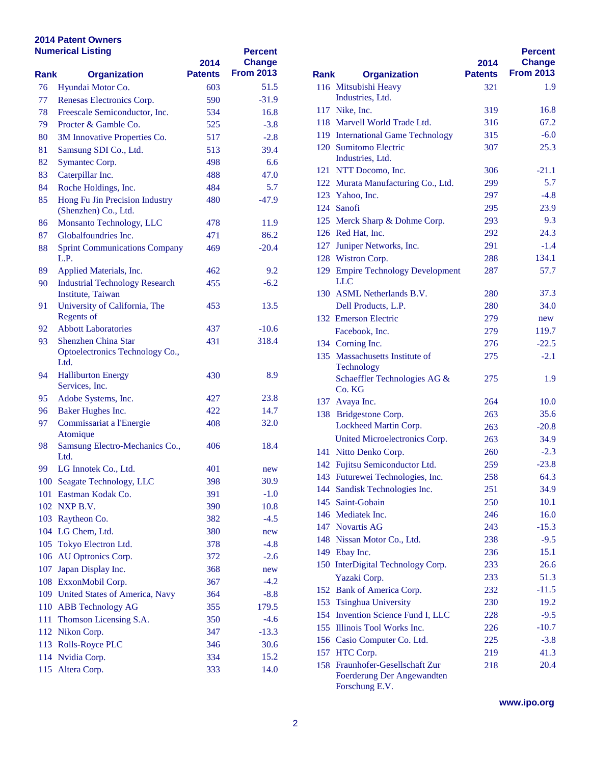## 2014 Patent Owners
## Numerical Listing

| Rank | Organization | 2014 Patents | Percent Change From 2013 |
|---|---|---|---|
| 76 | Hyundai Motor Co. | 603 | 51.5 |
| 77 | Renesas Electronics Corp. | 590 | -31.9 |
| 78 | Freescale Semiconductor, Inc. | 534 | 16.8 |
| 79 | Procter & Gamble Co. | 525 | -3.8 |
| 80 | 3M Innovative Properties Co. | 517 | -2.8 |
| 81 | Samsung SDI Co., Ltd. | 513 | 39.4 |
| 82 | Symantec Corp. | 498 | 6.6 |
| 83 | Caterpillar Inc. | 488 | 47.0 |
| 84 | Roche Holdings, Inc. | 484 | 5.7 |
| 85 | Hong Fu Jin Precision Industry (Shenzhen) Co., Ltd. | 480 | -47.9 |
| 86 | Monsanto Technology, LLC | 478 | 11.9 |
| 87 | Globalfoundries Inc. | 471 | 86.2 |
| 88 | Sprint Communications Company L.P. | 469 | -20.4 |
| 89 | Applied Materials, Inc. | 462 | 9.2 |
| 90 | Industrial Technology Research Institute, Taiwan | 455 | -6.2 |
| 91 | University of California, The Regents of | 453 | 13.5 |
| 92 | Abbott Laboratories | 437 | -10.6 |
| 93 | Shenzhen China Star Optoelectronics Technology Co., Ltd. | 431 | 318.4 |
| 94 | Halliburton Energy Services, Inc. | 430 | 8.9 |
| 95 | Adobe Systems, Inc. | 427 | 23.8 |
| 96 | Baker Hughes Inc. | 422 | 14.7 |
| 97 | Commissariat a l'Energie Atomique | 408 | 32.0 |
| 98 | Samsung Electro-Mechanics Co., Ltd. | 406 | 18.4 |
| 99 | LG Innotek Co., Ltd. | 401 | new |
| 100 | Seagate Technology, LLC | 398 | 30.9 |
| 101 | Eastman Kodak Co. | 391 | -1.0 |
| 102 | NXP B.V. | 390 | 10.8 |
| 103 | Raytheon Co. | 382 | -4.5 |
| 104 | LG Chem, Ltd. | 380 | new |
| 105 | Tokyo Electron Ltd. | 378 | -4.8 |
| 106 | AU Optronics Corp. | 372 | -2.6 |
| 107 | Japan Display Inc. | 368 | new |
| 108 | ExxonMobil Corp. | 367 | -4.2 |
| 109 | United States of America, Navy | 364 | -8.8 |
| 110 | ABB Technology AG | 355 | 179.5 |
| 111 | Thomson Licensing S.A. | 350 | -4.6 |
| 112 | Nikon Corp. | 347 | -13.3 |
| 113 | Rolls-Royce PLC | 346 | 30.6 |
| 114 | Nvidia Corp. | 334 | 15.2 |
| 115 | Altera Corp. | 333 | 14.0 |
| 116 | Mitsubishi Heavy Industries, Ltd. | 321 | 1.9 |
| 117 | Nike, Inc. | 319 | 16.8 |
| 118 | Marvell World Trade Ltd. | 316 | 67.2 |
| 119 | International Game Technology | 315 | -6.0 |
| 120 | Sumitomo Electric Industries, Ltd. | 307 | 25.3 |
| 121 | NTT Docomo, Inc. | 306 | -21.1 |
| 122 | Murata Manufacturing Co., Ltd. | 299 | 5.7 |
| 123 | Yahoo, Inc. | 297 | -4.8 |
| 124 | Sanofi | 295 | 23.9 |
| 125 | Merck Sharp & Dohme Corp. | 293 | 9.3 |
| 126 | Red Hat, Inc. | 292 | 24.3 |
| 127 | Juniper Networks, Inc. | 291 | -1.4 |
| 128 | Wistron Corp. | 288 | 134.1 |
| 129 | Empire Technology Development LLC | 287 | 57.7 |
| 130 | ASML Netherlands B.V. | 280 | 37.3 |
| | Dell Products, L.P. | 280 | 34.0 |
| 132 | Emerson Electric | 279 | new |
| | Facebook, Inc. | 279 | 119.7 |
| 134 | Corning Inc. | 276 | -22.5 |
| 135 | Massachusetts Institute of Technology | 275 | -2.1 |
| | Schaeffler Technologies AG & Co. KG | 275 | 1.9 |
| 137 | Avaya Inc. | 264 | 10.0 |
| 138 | Bridgestone Corp. | 263 | 35.6 |
| | Lockheed Martin Corp. | 263 | -20.8 |
| | United Microelectronics Corp. | 263 | 34.9 |
| 141 | Nitto Denko Corp. | 260 | -2.3 |
| 142 | Fujitsu Semiconductor Ltd. | 259 | -23.8 |
| 143 | Futurewei Technologies, Inc. | 258 | 64.3 |
| 144 | Sandisk Technologies Inc. | 251 | 34.9 |
| 145 | Saint-Gobain | 250 | 10.1 |
| 146 | Mediatek Inc. | 246 | 16.0 |
| 147 | Novartis AG | 243 | -15.3 |
| 148 | Nissan Motor Co., Ltd. | 238 | -9.5 |
| 149 | Ebay Inc. | 236 | 15.1 |
| 150 | InterDigital Technology Corp. | 233 | 26.6 |
| | Yazaki Corp. | 233 | 51.3 |
| 152 | Bank of America Corp. | 232 | -11.5 |
| 153 | Tsinghua University | 230 | 19.2 |
| 154 | Invention Science Fund I, LLC | 228 | -9.5 |
| 155 | Illinois Tool Works Inc. | 226 | -10.7 |
| 156 | Casio Computer Co. Ltd. | 225 | -3.8 |
| 157 | HTC Corp. | 219 | 41.3 |
| 158 | Fraunhofer-Gesellschaft Zur Foerderung Der Angewandten Forschung E.V. | 218 | 20.4 |

www.ipo.org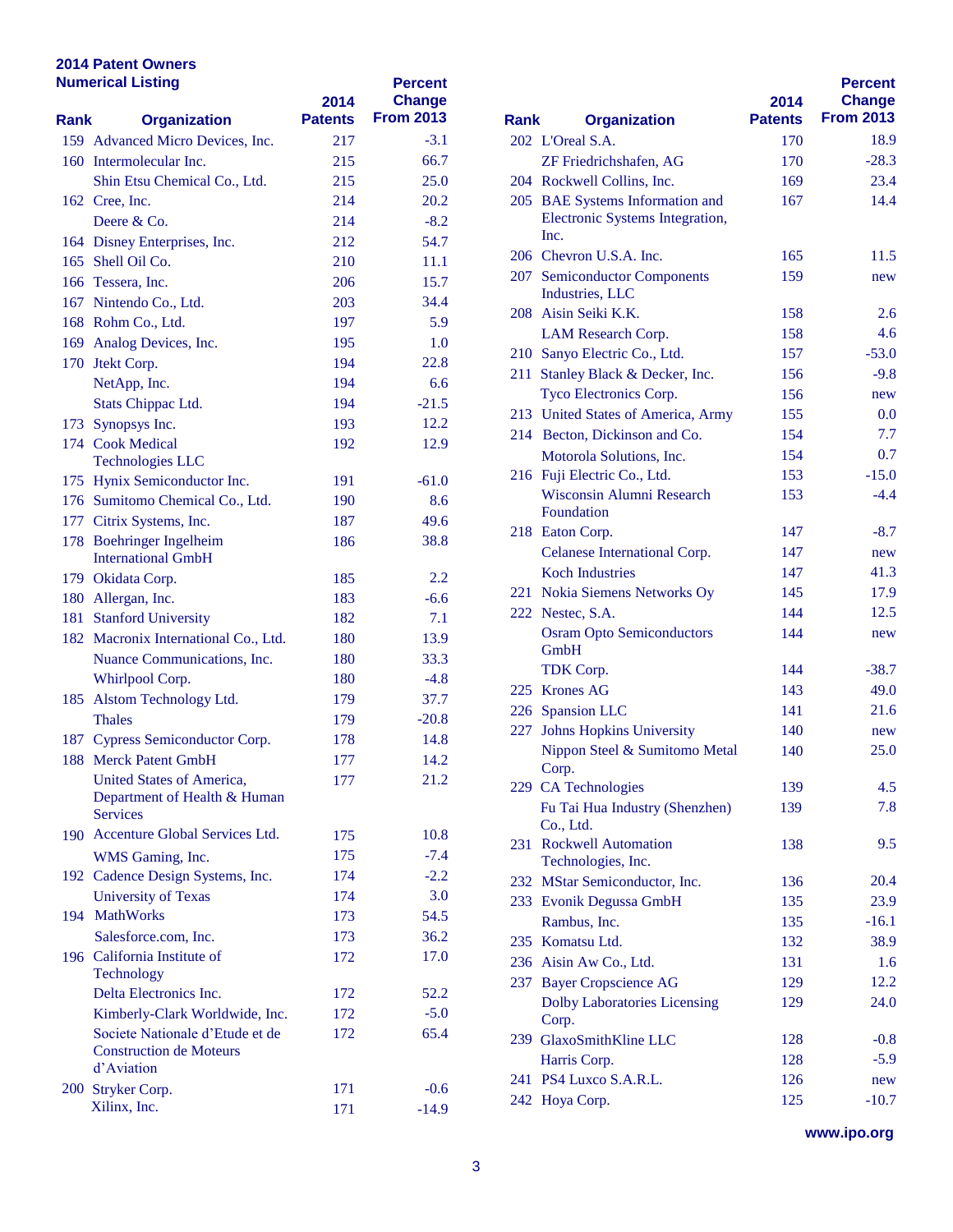**2014 Patent Owners**
**Numerical Listing**

| Rank | Organization | 2014 Patents | Percent Change From 2013 |
|---|---|---|---|
| 159 | Advanced Micro Devices, Inc. | 217 | -3.1 |
| 160 | Intermolecular Inc. | 215 | 66.7 |
| | Shin Etsu Chemical Co., Ltd. | 215 | 25.0 |
| 162 | Cree, Inc. | 214 | 20.2 |
| | Deere & Co. | 214 | -8.2 |
| 164 | Disney Enterprises, Inc. | 212 | 54.7 |
| 165 | Shell Oil Co. | 210 | 11.1 |
| 166 | Tessera, Inc. | 206 | 15.7 |
| 167 | Nintendo Co., Ltd. | 203 | 34.4 |
| 168 | Rohm Co., Ltd. | 197 | 5.9 |
| 169 | Analog Devices, Inc. | 195 | 1.0 |
| 170 | Jtekt Corp. | 194 | 22.8 |
| | NetApp, Inc. | 194 | 6.6 |
| | Stats Chippac Ltd. | 194 | -21.5 |
| 173 | Synopsys Inc. | 193 | 12.2 |
| 174 | Cook Medical Technologies LLC | 192 | 12.9 |
| 175 | Hynix Semiconductor Inc. | 191 | -61.0 |
| 176 | Sumitomo Chemical Co., Ltd. | 190 | 8.6 |
| 177 | Citrix Systems, Inc. | 187 | 49.6 |
| 178 | Boehringer Ingelheim International GmbH | 186 | 38.8 |
| 179 | Okidata Corp. | 185 | 2.2 |
| 180 | Allergan, Inc. | 183 | -6.6 |
| 181 | Stanford University | 182 | 7.1 |
| 182 | Macronix International Co., Ltd. | 180 | 13.9 |
| | Nuance Communications, Inc. | 180 | 33.3 |
| | Whirlpool Corp. | 180 | -4.8 |
| 185 | Alstom Technology Ltd. | 179 | 37.7 |
| | Thales | 179 | -20.8 |
| 187 | Cypress Semiconductor Corp. | 178 | 14.8 |
| 188 | Merck Patent GmbH | 177 | 14.2 |
| | United States of America, Department of Health & Human Services | 177 | 21.2 |
| 190 | Accenture Global Services Ltd. | 175 | 10.8 |
| | WMS Gaming, Inc. | 175 | -7.4 |
| 192 | Cadence Design Systems, Inc. | 174 | -2.2 |
| | University of Texas | 174 | 3.0 |
| 194 | MathWorks | 173 | 54.5 |
| | Salesforce.com, Inc. | 173 | 36.2 |
| 196 | California Institute of Technology | 172 | 17.0 |
| | Delta Electronics Inc. | 172 | 52.2 |
| | Kimberly-Clark Worldwide, Inc. | 172 | -5.0 |
| | Societe Nationale d'Etude et de Construction de Moteurs d'Aviation | 172 | 65.4 |
| 200 | Stryker Corp. | 171 | -0.6 |
| | Xilinx, Inc. | 171 | -14.9 |
| 202 | L'Oreal S.A. | 170 | 18.9 |
| | ZF Friedrichshafen, AG | 170 | -28.3 |
| 204 | Rockwell Collins, Inc. | 169 | 23.4 |
| 205 | BAE Systems Information and Electronic Systems Integration, Inc. | 167 | 14.4 |
| 206 | Chevron U.S.A. Inc. | 165 | 11.5 |
| 207 | Semiconductor Components Industries, LLC | 159 | new |
| 208 | Aisin Seiki K.K. | 158 | 2.6 |
| | LAM Research Corp. | 158 | 4.6 |
| 210 | Sanyo Electric Co., Ltd. | 157 | -53.0 |
| 211 | Stanley Black & Decker, Inc. | 156 | -9.8 |
| | Tyco Electronics Corp. | 156 | new |
| 213 | United States of America, Army | 155 | 0.0 |
| 214 | Becton, Dickinson and Co. | 154 | 7.7 |
| | Motorola Solutions, Inc. | 154 | 0.7 |
| 216 | Fuji Electric Co., Ltd. | 153 | -15.0 |
| | Wisconsin Alumni Research Foundation | 153 | -4.4 |
| 218 | Eaton Corp. | 147 | -8.7 |
| | Celanese International Corp. | 147 | new |
| | Koch Industries | 147 | 41.3 |
| 221 | Nokia Siemens Networks Oy | 145 | 17.9 |
| 222 | Nestec, S.A. | 144 | 12.5 |
| | Osram Opto Semiconductors GmbH | 144 | new |
| | TDK Corp. | 144 | -38.7 |
| 225 | Krones AG | 143 | 49.0 |
| 226 | Spansion LLC | 141 | 21.6 |
| 227 | Johns Hopkins University | 140 | new |
| | Nippon Steel & Sumitomo Metal Corp. | 140 | 25.0 |
| 229 | CA Technologies | 139 | 4.5 |
| | Fu Tai Hua Industry (Shenzhen) Co., Ltd. | 139 | 7.8 |
| 231 | Rockwell Automation Technologies, Inc. | 138 | 9.5 |
| 232 | MStar Semiconductor, Inc. | 136 | 20.4 |
| 233 | Evonik Degussa GmbH | 135 | 23.9 |
| | Rambus, Inc. | 135 | -16.1 |
| 235 | Komatsu Ltd. | 132 | 38.9 |
| 236 | Aisin Aw Co., Ltd. | 131 | 1.6 |
| 237 | Bayer Cropscience AG | 129 | 12.2 |
| | Dolby Laboratories Licensing Corp. | 129 | 24.0 |
| 239 | GlaxoSmithKline LLC | 128 | -0.8 |
| | Harris Corp. | 128 | -5.9 |
| 241 | PS4 Luxco S.A.R.L. | 126 | new |
| 242 | Hoya Corp. | 125 | -10.7 |

www.ipo.org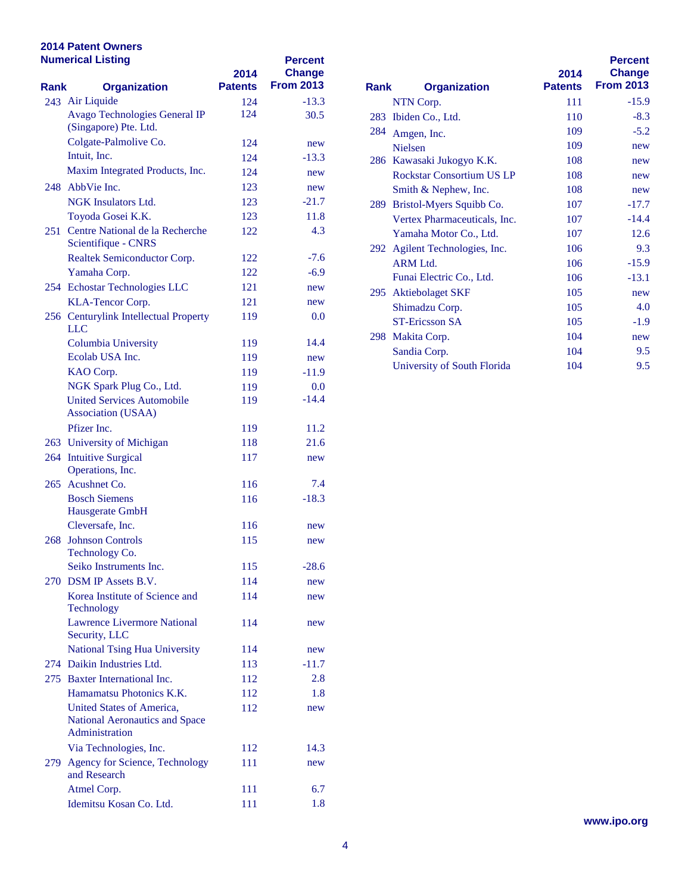## 2014 Patent Owners
### Numerical Listing

| Rank | Organization | 2014 Patents | Percent Change From 2013 |
|---|---|---|---|
| 243 | Air Liquide | 124 | -13.3 |
| | Avago Technologies General IP (Singapore) Pte. Ltd. | 124 | 30.5 |
| | Colgate-Palmolive Co. | 124 | new |
| | Intuit, Inc. | 124 | -13.3 |
| | Maxim Integrated Products, Inc. | 124 | new |
| 248 | AbbVie Inc. | 123 | new |
| | NGK Insulators Ltd. | 123 | -21.7 |
| | Toyoda Gosei K.K. | 123 | 11.8 |
| 251 | Centre National de la Recherche Scientifique - CNRS | 122 | 4.3 |
| | Realtek Semiconductor Corp. | 122 | -7.6 |
| | Yamaha Corp. | 122 | -6.9 |
| 254 | Echostar Technologies LLC | 121 | new |
| | KLA-Tencor Corp. | 121 | new |
| 256 | Centurylink Intellectual Property LLC | 119 | 0.0 |
| | Columbia University | 119 | 14.4 |
| | Ecolab USA Inc. | 119 | new |
| | KAO Corp. | 119 | -11.9 |
| | NGK Spark Plug Co., Ltd. | 119 | 0.0 |
| | United Services Automobile Association (USAA) | 119 | -14.4 |
| | Pfizer Inc. | 119 | 11.2 |
| 263 | University of Michigan | 118 | 21.6 |
| 264 | Intuitive Surgical Operations, Inc. | 117 | new |
| 265 | Acushnet Co. | 116 | 7.4 |
| | Bosch Siemens Hausgerate GmbH | 116 | -18.3 |
| | Cleversafe, Inc. | 116 | new |
| 268 | Johnson Controls Technology Co. | 115 | new |
| | Seiko Instruments Inc. | 115 | -28.6 |
| 270 | DSM IP Assets B.V. | 114 | new |
| | Korea Institute of Science and Technology | 114 | new |
| | Lawrence Livermore National Security, LLC | 114 | new |
| | National Tsing Hua University | 114 | new |
| 274 | Daikin Industries Ltd. | 113 | -11.7 |
| 275 | Baxter International Inc. | 112 | 2.8 |
| | Hamamatsu Photonics K.K. | 112 | 1.8 |
| | United States of America, National Aeronautics and Space Administration | 112 | new |
| | Via Technologies, Inc. | 112 | 14.3 |
| 279 | Agency for Science, Technology and Research | 111 | new |
| | Atmel Corp. | 111 | 6.7 |
| | Idemitsu Kosan Co. Ltd. | 111 | 1.8 |
| | NTN Corp. | 111 | -15.9 |
| 283 | Ibiden Co., Ltd. | 110 | -8.3 |
| 284 | Amgen, Inc. | 109 | -5.2 |
| | Nielsen | 109 | new |
| 286 | Kawasaki Jukogyo K.K. | 108 | new |
| | Rockstar Consortium US LP | 108 | new |
| | Smith & Nephew, Inc. | 108 | new |
| 289 | Bristol-Myers Squibb Co. | 107 | -17.7 |
| | Vertex Pharmaceuticals, Inc. | 107 | -14.4 |
| | Yamaha Motor Co., Ltd. | 107 | 12.6 |
| 292 | Agilent Technologies, Inc. | 106 | 9.3 |
| | ARM Ltd. | 106 | -15.9 |
| | Funai Electric Co., Ltd. | 106 | -13.1 |
| 295 | Aktiebolaget SKF | 105 | new |
| | Shimadzu Corp. | 105 | 4.0 |
| | ST-Ericsson SA | 105 | -1.9 |
| 298 | Makita Corp. | 104 | new |
| | Sandia Corp. | 104 | 9.5 |
| | University of South Florida | 104 | 9.5 |

www.ipo.org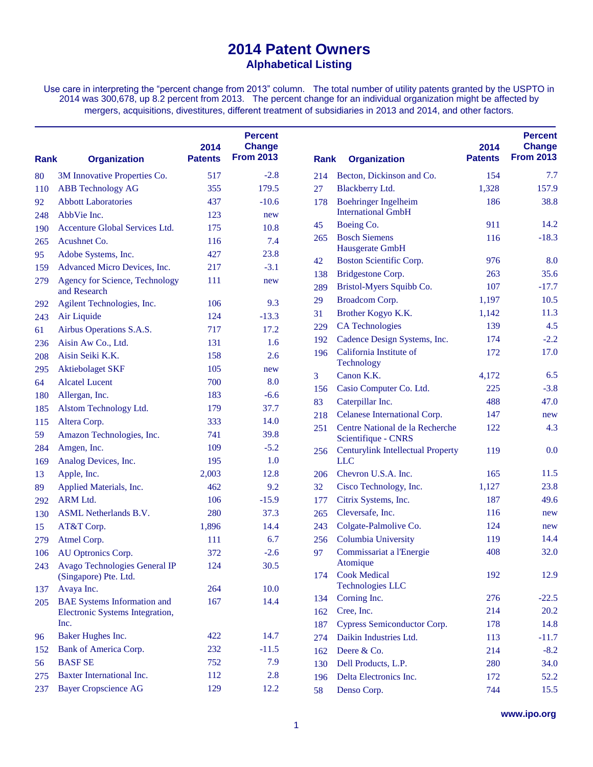# 2014 Patent Owners

## Alphabetical Listing

Use care in interpreting the “percent change from 2013” column. The total number of utility patents granted by the USPTO in 2014 was 300,678, up 8.2 percent from 2013. The percent change for an individual organization might be affected by mergers, acquisitions, divestitures, different treatment of subsidiaries in 2013 and 2014, and other factors.

| Rank | Organization | 2014 Patents | Percent Change From 2013 |
|---|---|---|---|
| 80 | 3M Innovative Properties Co. | 517 | -2.8 |
| 110 | ABB Technology AG | 355 | 179.5 |
| 92 | Abbott Laboratories | 437 | -10.6 |
| 248 | AbbVie Inc. | 123 | new |
| 190 | Accenture Global Services Ltd. | 175 | 10.8 |
| 265 | Acushnet Co. | 116 | 7.4 |
| 95 | Adobe Systems, Inc. | 427 | 23.8 |
| 159 | Advanced Micro Devices, Inc. | 217 | -3.1 |
| 279 | Agency for Science, Technology and Research | 111 | new |
| 292 | Agilent Technologies, Inc. | 106 | 9.3 |
| 243 | Air Liquide | 124 | -13.3 |
| 61 | Airbus Operations S.A.S. | 717 | 17.2 |
| 236 | Aisin Aw Co., Ltd. | 131 | 1.6 |
| 208 | Aisin Seiki K.K. | 158 | 2.6 |
| 295 | Aktiebolaget SKF | 105 | new |
| 64 | Alcatel Lucent | 700 | 8.0 |
| 180 | Allergan, Inc. | 183 | -6.6 |
| 185 | Alstom Technology Ltd. | 179 | 37.7 |
| 115 | Altera Corp. | 333 | 14.0 |
| 59 | Amazon Technologies, Inc. | 741 | 39.8 |
| 284 | Amgen, Inc. | 109 | -5.2 |
| 169 | Analog Devices, Inc. | 195 | 1.0 |
| 13 | Apple, Inc. | 2,003 | 12.8 |
| 89 | Applied Materials, Inc. | 462 | 9.2 |
| 292 | ARM Ltd. | 106 | -15.9 |
| 130 | ASML Netherlands B.V. | 280 | 37.3 |
| 15 | AT&T Corp. | 1,896 | 14.4 |
| 279 | Atmel Corp. | 111 | 6.7 |
| 106 | AU Optronics Corp. | 372 | -2.6 |
| 243 | Avago Technologies General IP (Singapore) Pte. Ltd. | 124 | 30.5 |
| 137 | Avaya Inc. | 264 | 10.0 |
| 205 | BAE Systems Information and Electronic Systems Integration, Inc. | 167 | 14.4 |
| 96 | Baker Hughes Inc. | 422 | 14.7 |
| 152 | Bank of America Corp. | 232 | -11.5 |
| 56 | BASF SE | 752 | 7.9 |
| 275 | Baxter International Inc. | 112 | 2.8 |
| 237 | Bayer Cropscience AG | 129 | 12.2 |
| 214 | Becton, Dickinson and Co. | 154 | 7.7 |
| 27 | Blackberry Ltd. | 1,328 | 157.9 |
| 178 | Boehringer Ingelheim International GmbH | 186 | 38.8 |
| 45 | Boeing Co. | 911 | 14.2 |
| 265 | Bosch Siemens Hausgerate GmbH | 116 | -18.3 |
| 42 | Boston Scientific Corp. | 976 | 8.0 |
| 138 | Bridgestone Corp. | 263 | 35.6 |
| 289 | Bristol-Myers Squibb Co. | 107 | -17.7 |
| 29 | Broadcom Corp. | 1,197 | 10.5 |
| 31 | Brother Kogyo K.K. | 1,142 | 11.3 |
| 229 | CA Technologies | 139 | 4.5 |
| 192 | Cadence Design Systems, Inc. | 174 | -2.2 |
| 196 | California Institute of Technology | 172 | 17.0 |
| 3 | Canon K.K. | 4,172 | 6.5 |
| 156 | Casio Computer Co. Ltd. | 225 | -3.8 |
| 83 | Caterpillar Inc. | 488 | 47.0 |
| 218 | Celanese International Corp. | 147 | new |
| 251 | Centre National de la Recherche Scientifique - CNRS | 122 | 4.3 |
| 256 | Centurylink Intellectual Property LLC | 119 | 0.0 |
| 206 | Chevron U.S.A. Inc. | 165 | 11.5 |
| 32 | Cisco Technology, Inc. | 1,127 | 23.8 |
| 177 | Citrix Systems, Inc. | 187 | 49.6 |
| 265 | Cleversafe, Inc. | 116 | new |
| 243 | Colgate-Palmolive Co. | 124 | new |
| 256 | Columbia University | 119 | 14.4 |
| 97 | Commissariat a l'Energie Atomique | 408 | 32.0 |
| 174 | Cook Medical Technologies LLC | 192 | 12.9 |
| 134 | Corning Inc. | 276 | -22.5 |
| 162 | Cree, Inc. | 214 | 20.2 |
| 187 | Cypress Semiconductor Corp. | 178 | 14.8 |
| 274 | Daikin Industries Ltd. | 113 | -11.7 |
| 162 | Deere & Co. | 214 | -8.2 |
| 130 | Dell Products, L.P. | 280 | 34.0 |
| 196 | Delta Electronics Inc. | 172 | 52.2 |
| 58 | Denso Corp. | 744 | 15.5 |

www.ipo.org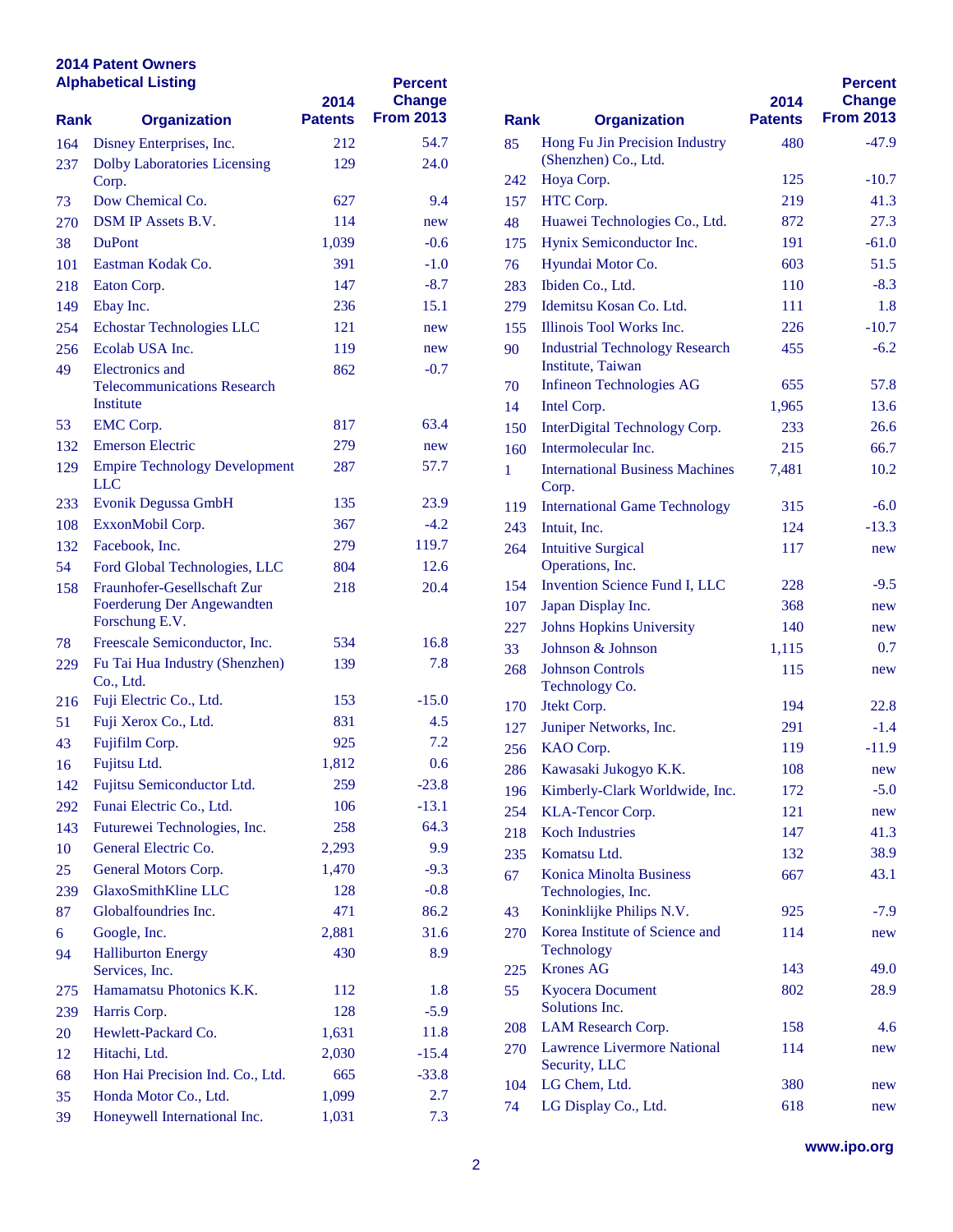## 2014 Patent Owners
## Alphabetical Listing

| Rank | Organization | 2014 Patents | Percent Change From 2013 |
|---|---|---|---|
| 164 | Disney Enterprises, Inc. | 212 | 54.7 |
| 237 | Dolby Laboratories Licensing Corp. | 129 | 24.0 |
| 73 | Dow Chemical Co. | 627 | 9.4 |
| 270 | DSM IP Assets B.V. | 114 | new |
| 38 | DuPont | 1,039 | -0.6 |
| 101 | Eastman Kodak Co. | 391 | -1.0 |
| 218 | Eaton Corp. | 147 | -8.7 |
| 149 | Ebay Inc. | 236 | 15.1 |
| 254 | Echostar Technologies LLC | 121 | new |
| 256 | Ecolab USA Inc. | 119 | new |
| 49 | Electronics and Telecommunications Research Institute | 862 | -0.7 |
| 53 | EMC Corp. | 817 | 63.4 |
| 132 | Emerson Electric | 279 | new |
| 129 | Empire Technology Development LLC | 287 | 57.7 |
| 233 | Evonik Degussa GmbH | 135 | 23.9 |
| 108 | ExxonMobil Corp. | 367 | -4.2 |
| 132 | Facebook, Inc. | 279 | 119.7 |
| 54 | Ford Global Technologies, LLC | 804 | 12.6 |
| 158 | Fraunhofer-Gesellschaft Zur Foerderung Der Angewandten Forschung E.V. | 218 | 20.4 |
| 78 | Freescale Semiconductor, Inc. | 534 | 16.8 |
| 229 | Fu Tai Hua Industry (Shenzhen) Co., Ltd. | 139 | 7.8 |
| 216 | Fuji Electric Co., Ltd. | 153 | -15.0 |
| 51 | Fuji Xerox Co., Ltd. | 831 | 4.5 |
| 43 | Fujifilm Corp. | 925 | 7.2 |
| 16 | Fujitsu Ltd. | 1,812 | 0.6 |
| 142 | Fujitsu Semiconductor Ltd. | 259 | -23.8 |
| 292 | Funai Electric Co., Ltd. | 106 | -13.1 |
| 143 | Futurewei Technologies, Inc. | 258 | 64.3 |
| 10 | General Electric Co. | 2,293 | 9.9 |
| 25 | General Motors Corp. | 1,470 | -9.3 |
| 239 | GlaxoSmithKline LLC | 128 | -0.8 |
| 87 | Globalfoundries Inc. | 471 | 86.2 |
| 6 | Google, Inc. | 2,881 | 31.6 |
| 94 | Halliburton Energy Services, Inc. | 430 | 8.9 |
| 275 | Hamamatsu Photonics K.K. | 112 | 1.8 |
| 239 | Harris Corp. | 128 | -5.9 |
| 20 | Hewlett-Packard Co. | 1,631 | 11.8 |
| 12 | Hitachi, Ltd. | 2,030 | -15.4 |
| 68 | Hon Hai Precision Ind. Co., Ltd. | 665 | -33.8 |
| 35 | Honda Motor Co., Ltd. | 1,099 | 2.7 |
| 39 | Honeywell International Inc. | 1,031 | 7.3 |
| 85 | Hong Fu Jin Precision Industry (Shenzhen) Co., Ltd. | 480 | -47.9 |
| 242 | Hoya Corp. | 125 | -10.7 |
| 157 | HTC Corp. | 219 | 41.3 |
| 48 | Huawei Technologies Co., Ltd. | 872 | 27.3 |
| 175 | Hynix Semiconductor Inc. | 191 | -61.0 |
| 76 | Hyundai Motor Co. | 603 | 51.5 |
| 283 | Ibiden Co., Ltd. | 110 | -8.3 |
| 279 | Idemitsu Kosan Co. Ltd. | 111 | 1.8 |
| 155 | Illinois Tool Works Inc. | 226 | -10.7 |
| 90 | Industrial Technology Research Institute, Taiwan | 455 | -6.2 |
| 70 | Infineon Technologies AG | 655 | 57.8 |
| 14 | Intel Corp. | 1,965 | 13.6 |
| 150 | InterDigital Technology Corp. | 233 | 26.6 |
| 160 | Intermolecular Inc. | 215 | 66.7 |
| 1 | International Business Machines Corp. | 7,481 | 10.2 |
| 119 | International Game Technology | 315 | -6.0 |
| 243 | Intuit, Inc. | 124 | -13.3 |
| 264 | Intuitive Surgical Operations, Inc. | 117 | new |
| 154 | Invention Science Fund I, LLC | 228 | -9.5 |
| 107 | Japan Display Inc. | 368 | new |
| 227 | Johns Hopkins University | 140 | new |
| 33 | Johnson & Johnson | 1,115 | 0.7 |
| 268 | Johnson Controls Technology Co. | 115 | new |
| 170 | Jtekt Corp. | 194 | 22.8 |
| 127 | Juniper Networks, Inc. | 291 | -1.4 |
| 256 | KAO Corp. | 119 | -11.9 |
| 286 | Kawasaki Jukogyo K.K. | 108 | new |
| 196 | Kimberly-Clark Worldwide, Inc. | 172 | -5.0 |
| 254 | KLA-Tencor Corp. | 121 | new |
| 218 | Koch Industries | 147 | 41.3 |
| 235 | Komatsu Ltd. | 132 | 38.9 |
| 67 | Konica Minolta Business Technologies, Inc. | 667 | 43.1 |
| 43 | Koninklijke Philips N.V. | 925 | -7.9 |
| 270 | Korea Institute of Science and Technology | 114 | new |
| 225 | Krones AG | 143 | 49.0 |
| 55 | Kyocera Document Solutions Inc. | 802 | 28.9 |
| 208 | LAM Research Corp. | 158 | 4.6 |
| 270 | Lawrence Livermore National Security, LLC | 114 | new |
| 104 | LG Chem, Ltd. | 380 | new |
| 74 | LG Display Co., Ltd. | 618 | new |

www.ipo.org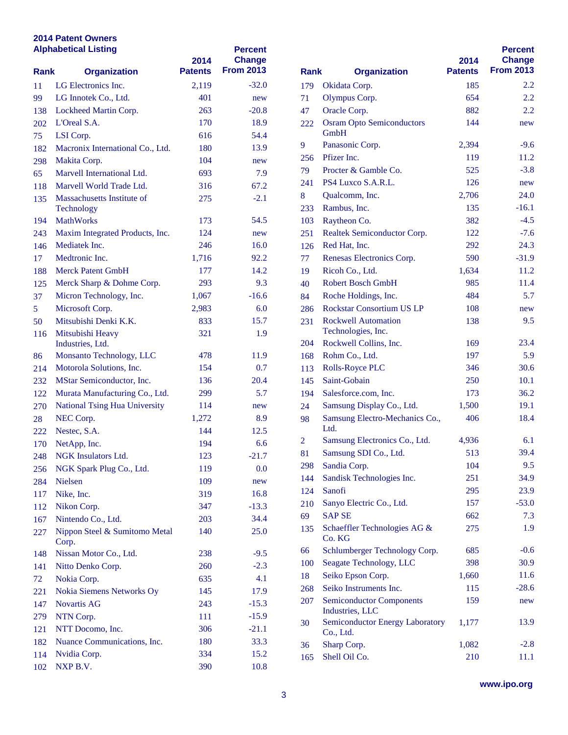## 2014 Patent Owners
## Alphabetical Listing

| Rank | Organization | 2014 Patents | Percent Change From 2013 |
|---|---|---|---|
| 11 | LG Electronics Inc. | 2,119 | -32.0 |
| 99 | LG Innotek Co., Ltd. | 401 | new |
| 138 | Lockheed Martin Corp. | 263 | -20.8 |
| 202 | L'Oreal S.A. | 170 | 18.9 |
| 75 | LSI Corp. | 616 | 54.4 |
| 182 | Macronix International Co., Ltd. | 180 | 13.9 |
| 298 | Makita Corp. | 104 | new |
| 65 | Marvell International Ltd. | 693 | 7.9 |
| 118 | Marvell World Trade Ltd. | 316 | 67.2 |
| 135 | Massachusetts Institute of Technology | 275 | -2.1 |
| 194 | MathWorks | 173 | 54.5 |
| 243 | Maxim Integrated Products, Inc. | 124 | new |
| 146 | Mediatek Inc. | 246 | 16.0 |
| 17 | Medtronic Inc. | 1,716 | 92.2 |
| 188 | Merck Patent GmbH | 177 | 14.2 |
| 125 | Merck Sharp & Dohme Corp. | 293 | 9.3 |
| 37 | Micron Technology, Inc. | 1,067 | -16.6 |
| 5 | Microsoft Corp. | 2,983 | 6.0 |
| 50 | Mitsubishi Denki K.K. | 833 | 15.7 |
| 116 | Mitsubishi Heavy Industries, Ltd. | 321 | 1.9 |
| 86 | Monsanto Technology, LLC | 478 | 11.9 |
| 214 | Motorola Solutions, Inc. | 154 | 0.7 |
| 232 | MStar Semiconductor, Inc. | 136 | 20.4 |
| 122 | Murata Manufacturing Co., Ltd. | 299 | 5.7 |
| 270 | National Tsing Hua University | 114 | new |
| 28 | NEC Corp. | 1,272 | 8.9 |
| 222 | Nestec, S.A. | 144 | 12.5 |
| 170 | NetApp, Inc. | 194 | 6.6 |
| 248 | NGK Insulators Ltd. | 123 | -21.7 |
| 256 | NGK Spark Plug Co., Ltd. | 119 | 0.0 |
| 284 | Nielsen | 109 | new |
| 117 | Nike, Inc. | 319 | 16.8 |
| 112 | Nikon Corp. | 347 | -13.3 |
| 167 | Nintendo Co., Ltd. | 203 | 34.4 |
| 227 | Nippon Steel & Sumitomo Metal Corp. | 140 | 25.0 |
| 148 | Nissan Motor Co., Ltd. | 238 | -9.5 |
| 141 | Nitto Denko Corp. | 260 | -2.3 |
| 72 | Nokia Corp. | 635 | 4.1 |
| 221 | Nokia Siemens Networks Oy | 145 | 17.9 |
| 147 | Novartis AG | 243 | -15.3 |
| 279 | NTN Corp. | 111 | -15.9 |
| 121 | NTT Docomo, Inc. | 306 | -21.1 |
| 182 | Nuance Communications, Inc. | 180 | 33.3 |
| 114 | Nvidia Corp. | 334 | 15.2 |
| 102 | NXP B.V. | 390 | 10.8 |
| 179 | Okidata Corp. | 185 | 2.2 |
| 71 | Olympus Corp. | 654 | 2.2 |
| 47 | Oracle Corp. | 882 | 2.2 |
| 222 | Osram Opto Semiconductors GmbH | 144 | new |
| 9 | Panasonic Corp. | 2,394 | -9.6 |
| 256 | Pfizer Inc. | 119 | 11.2 |
| 79 | Procter & Gamble Co. | 525 | -3.8 |
| 241 | PS4 Luxco S.A.R.L. | 126 | new |
| 8 | Qualcomm, Inc. | 2,706 | 24.0 |
| 233 | Rambus, Inc. | 135 | -16.1 |
| 103 | Raytheon Co. | 382 | -4.5 |
| 251 | Realtek Semiconductor Corp. | 122 | -7.6 |
| 126 | Red Hat, Inc. | 292 | 24.3 |
| 77 | Renesas Electronics Corp. | 590 | -31.9 |
| 19 | Ricoh Co., Ltd. | 1,634 | 11.2 |
| 40 | Robert Bosch GmbH | 985 | 11.4 |
| 84 | Roche Holdings, Inc. | 484 | 5.7 |
| 286 | Rockstar Consortium US LP | 108 | new |
| 231 | Rockwell Automation Technologies, Inc. | 138 | 9.5 |
| 204 | Rockwell Collins, Inc. | 169 | 23.4 |
| 168 | Rohm Co., Ltd. | 197 | 5.9 |
| 113 | Rolls-Royce PLC | 346 | 30.6 |
| 145 | Saint-Gobain | 250 | 10.1 |
| 194 | Salesforce.com, Inc. | 173 | 36.2 |
| 24 | Samsung Display Co., Ltd. | 1,500 | 19.1 |
| 98 | Samsung Electro-Mechanics Co., Ltd. | 406 | 18.4 |
| 2 | Samsung Electronics Co., Ltd. | 4,936 | 6.1 |
| 81 | Samsung SDI Co., Ltd. | 513 | 39.4 |
| 298 | Sandia Corp. | 104 | 9.5 |
| 144 | Sandisk Technologies Inc. | 251 | 34.9 |
| 124 | Sanofi | 295 | 23.9 |
| 210 | Sanyo Electric Co., Ltd. | 157 | -53.0 |
| 69 | SAP SE | 662 | 7.3 |
| 135 | Schaeffler Technologies AG & Co. KG | 275 | 1.9 |
| 66 | Schlumberger Technology Corp. | 685 | -0.6 |
| 100 | Seagate Technology, LLC | 398 | 30.9 |
| 18 | Seiko Epson Corp. | 1,660 | 11.6 |
| 268 | Seiko Instruments Inc. | 115 | -28.6 |
| 207 | Semiconductor Components Industries, LLC | 159 | new |
| 30 | Semiconductor Energy Laboratory Co., Ltd. | 1,177 | 13.9 |
| 36 | Sharp Corp. | 1,082 | -2.8 |
| 165 | Shell Oil Co. | 210 | 11.1 |

www.ipo.org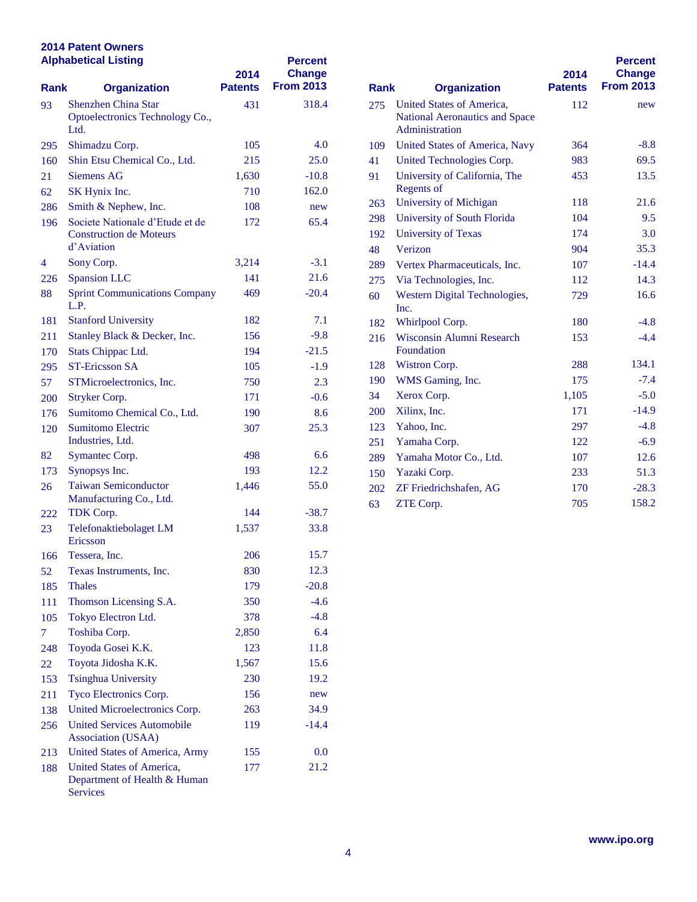**2014 Patent Owners**
**Alphabetical Listing**

| Rank | Organization | 2014 Patents | Percent Change From 2013 |
|---|---|---|---|
| 93 | Shenzhen China Star Optoelectronics Technology Co., Ltd. | 431 | 318.4 |
| 295 | Shimadzu Corp. | 105 | 4.0 |
| 160 | Shin Etsu Chemical Co., Ltd. | 215 | 25.0 |
| 21 | Siemens AG | 1,630 | -10.8 |
| 62 | SK Hynix Inc. | 710 | 162.0 |
| 286 | Smith & Nephew, Inc. | 108 | new |
| 196 | Societe Nationale d'Etude et de Construction de Moteurs d'Aviation | 172 | 65.4 |
| 4 | Sony Corp. | 3,214 | -3.1 |
| 226 | Spansion LLC | 141 | 21.6 |
| 88 | Sprint Communications Company L.P. | 469 | -20.4 |
| 181 | Stanford University | 182 | 7.1 |
| 211 | Stanley Black & Decker, Inc. | 156 | -9.8 |
| 170 | Stats Chippac Ltd. | 194 | -21.5 |
| 295 | ST-Ericsson SA | 105 | -1.9 |
| 57 | STMicroelectronics, Inc. | 750 | 2.3 |
| 200 | Stryker Corp. | 171 | -0.6 |
| 176 | Sumitomo Chemical Co., Ltd. | 190 | 8.6 |
| 120 | Sumitomo Electric Industries, Ltd. | 307 | 25.3 |
| 82 | Symantec Corp. | 498 | 6.6 |
| 173 | Synopsys Inc. | 193 | 12.2 |
| 26 | Taiwan Semiconductor Manufacturing Co., Ltd. | 1,446 | 55.0 |
| 222 | TDK Corp. | 144 | -38.7 |
| 23 | Telefonaktiebolaget LM Ericsson | 1,537 | 33.8 |
| 166 | Tessera, Inc. | 206 | 15.7 |
| 52 | Texas Instruments, Inc. | 830 | 12.3 |
| 185 | Thales | 179 | -20.8 |
| 111 | Thomson Licensing S.A. | 350 | -4.6 |
| 105 | Tokyo Electron Ltd. | 378 | -4.8 |
| 7 | Toshiba Corp. | 2,850 | 6.4 |
| 248 | Toyoda Gosei K.K. | 123 | 11.8 |
| 22 | Toyota Jidosha K.K. | 1,567 | 15.6 |
| 153 | Tsinghua University | 230 | 19.2 |
| 211 | Tyco Electronics Corp. | 156 | new |
| 138 | United Microelectronics Corp. | 263 | 34.9 |
| 256 | United Services Automobile Association (USAA) | 119 | -14.4 |
| 213 | United States of America, Army | 155 | 0.0 |
| 188 | United States of America, Department of Health & Human Services | 177 | 21.2 |
| 275 | United States of America, National Aeronautics and Space Administration | 112 | new |
| 109 | United States of America, Navy | 364 | -8.8 |
| 41 | United Technologies Corp. | 983 | 69.5 |
| 91 | University of California, The Regents of | 453 | 13.5 |
| 263 | University of Michigan | 118 | 21.6 |
| 298 | University of South Florida | 104 | 9.5 |
| 192 | University of Texas | 174 | 3.0 |
| 48 | Verizon | 904 | 35.3 |
| 289 | Vertex Pharmaceuticals, Inc. | 107 | -14.4 |
| 275 | Via Technologies, Inc. | 112 | 14.3 |
| 60 | Western Digital Technologies, Inc. | 729 | 16.6 |
| 182 | Whirlpool Corp. | 180 | -4.8 |
| 216 | Wisconsin Alumni Research Foundation | 153 | -4.4 |
| 128 | Wistron Corp. | 288 | 134.1 |
| 190 | WMS Gaming, Inc. | 175 | -7.4 |
| 34 | Xerox Corp. | 1,105 | -5.0 |
| 200 | Xilinx, Inc. | 171 | -14.9 |
| 123 | Yahoo, Inc. | 297 | -4.8 |
| 251 | Yamaha Corp. | 122 | -6.9 |
| 289 | Yamaha Motor Co., Ltd. | 107 | 12.6 |
| 150 | Yazaki Corp. | 233 | 51.3 |
| 202 | ZF Friedrichshafen, AG | 170 | -28.3 |
| 63 | ZTE Corp. | 705 | 158.2 |

www.ipo.org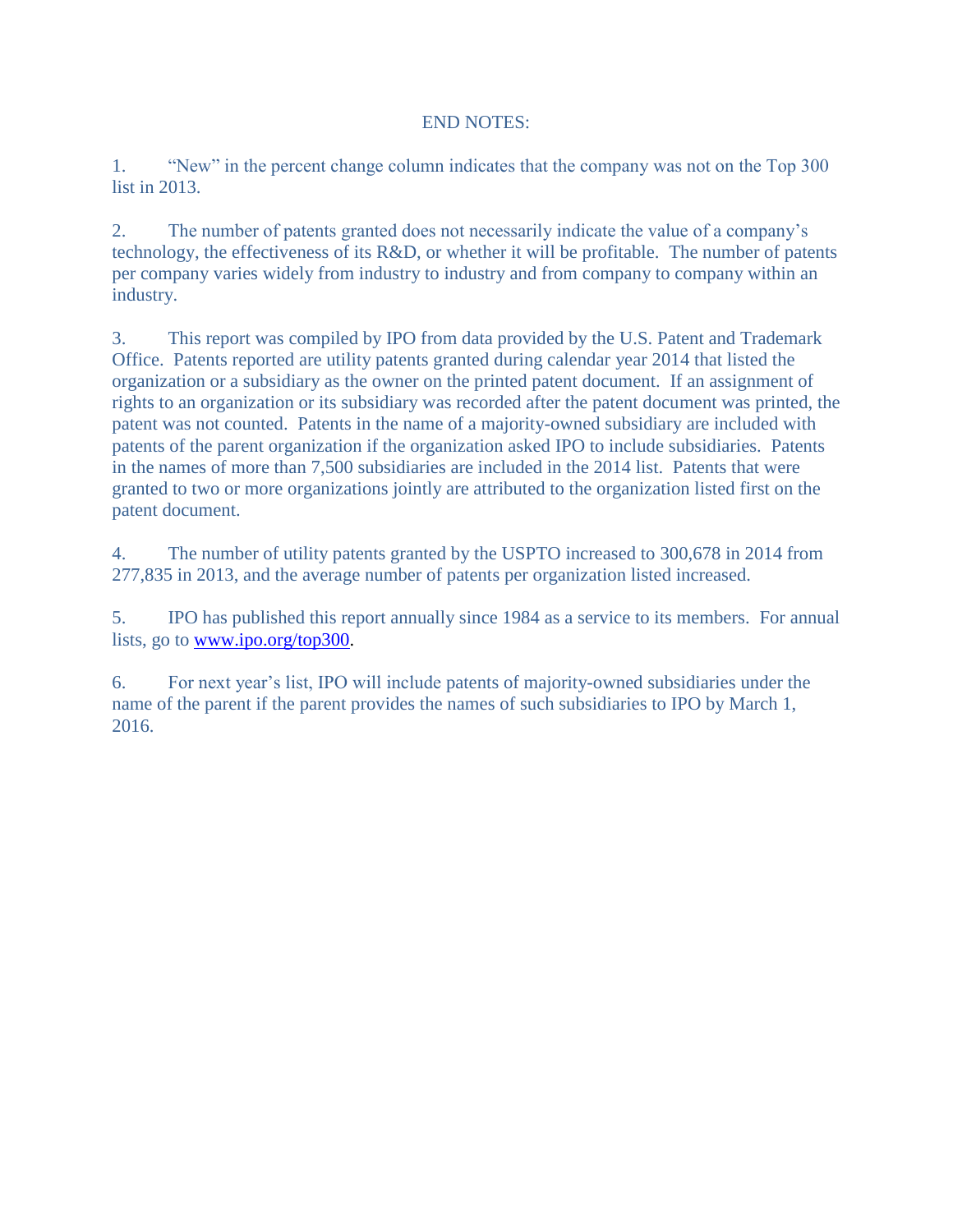# END NOTES:

1. "New" in the percent change column indicates that the company was not on the Top 300 list in 2013.

2. The number of patents granted does not necessarily indicate the value of a company's technology, the effectiveness of its R&D, or whether it will be profitable. The number of patents per company varies widely from industry to industry and from company to company within an industry.

3. This report was compiled by IPO from data provided by the U.S. Patent and Trademark Office. Patents reported are utility patents granted during calendar year 2014 that listed the organization or a subsidiary as the owner on the printed patent document. If an assignment of rights to an organization or its subsidiary was recorded after the patent document was printed, the patent was not counted. Patents in the name of a majority-owned subsidiary are included with patents of the parent organization if the organization asked IPO to include subsidiaries. Patents in the names of more than 7,500 subsidiaries are included in the 2014 list. Patents that were granted to two or more organizations jointly are attributed to the organization listed first on the patent document.

4. The number of utility patents granted by the USPTO increased to 300,678 in 2014 from 277,835 in 2013, and the average number of patents per organization listed increased.

5. IPO has published this report annually since 1984 as a service to its members. For annual lists, go to [www.ipo.org/top300](http://www.ipo.org/top300).

6. For next year's list, IPO will include patents of majority-owned subsidiaries under the name of the parent if the parent provides the names of such subsidiaries to IPO by March 1, 2016.